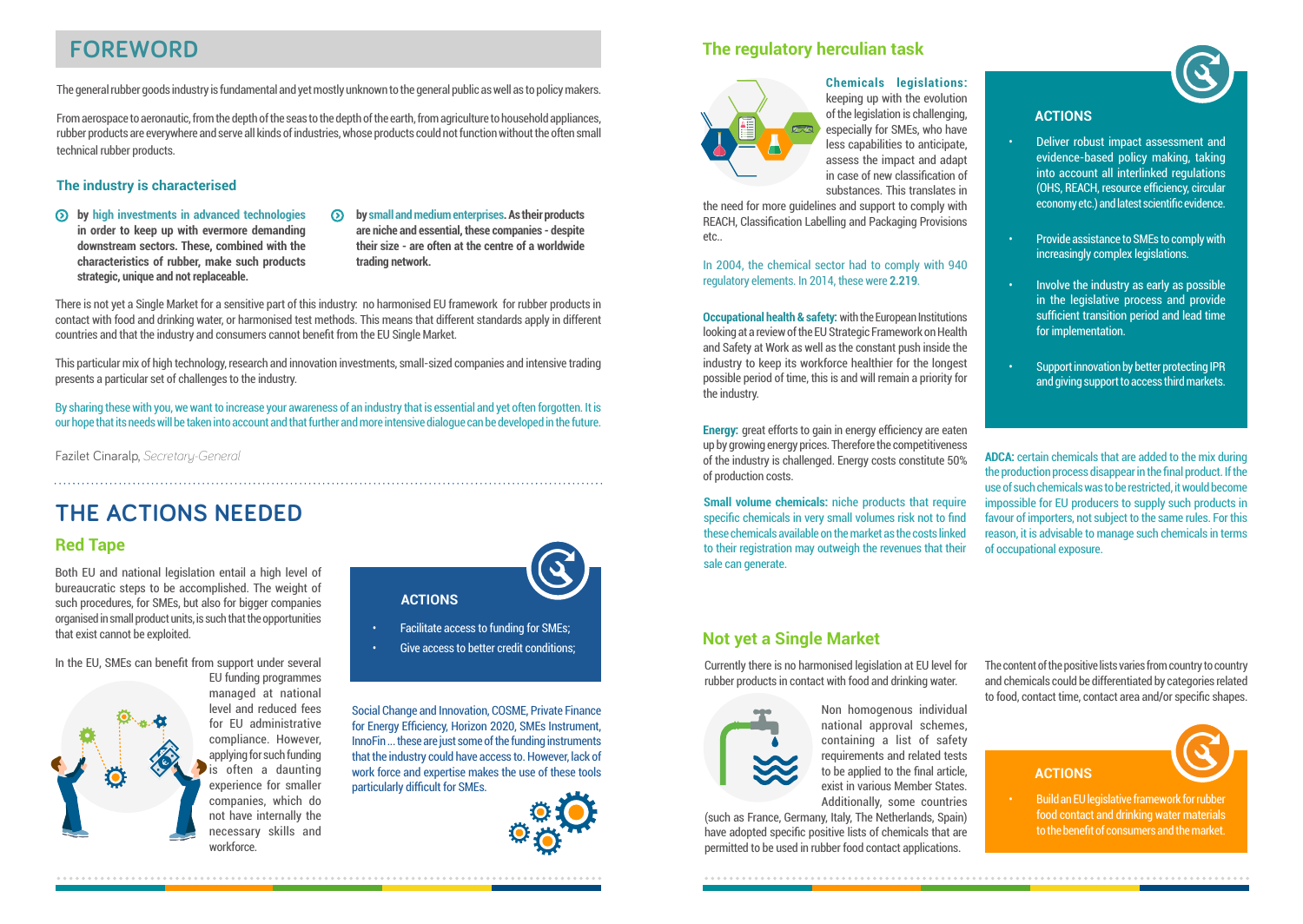# FOREWORD

The general rubber goods industry is fundamental and yet mostly unknown to the general public as well as to policy makers.

From aerospace to aeronautic, from the depth of the seas to the depth of the earth, from agriculture to household appliances, rubber products are everywhere and serve all kinds of industries, whose products could not function without the often small technical rubber products.

### The industry is characterised

- **by high investments in advanced technologies in order to keep up with evermore demanding downstream sectors. These, combined with the characteristics of rubber, make such products strategic, unique and not replaceable.**
- **by small and medium enterprises. As their products are niche and essential, these companies - despite their size - are often at the centre of a worldwide trading network.**

There is not yet a Single Market for a sensitive part of this industry: no harmonised EU framework for rubber products in contact with food and drinking water, or harmonised test methods. This means that different standards apply in different countries and that the industry and consumers cannot benefit from the EU Single Market.

This particular mix of high technology, research and innovation investments, small-sized companies and intensive trading presents a particular set of challenges to the industry.

By sharing these with you, we want to increase your awareness of an industry that is essential and yet often forgotten. It is our hope that its needs will be taken into account and that further and more intensive dialogue can be developed in the future.

Fazilet Cinaralp, *Secretary-General*

# THE ACTIONS NEEDED

## Red Tape

Both EU and national legislation entail a high level of bureaucratic steps to be accomplished. The weight of such procedures, for SMEs, but also for bigger companies organised in small product units, is such that the opportunities that exist cannot be exploited.

In the EU, SMEs can benefit from support under several EU funding programmes managed at national level and reduced fees for EU administrative compliance. However, applying for such funding is often a daunting experience for smaller companies, which do not have internally the necessary skills and workforce.

**ACTIONS**

- Facilitate access to funding for SMEs;
- Give access to better credit conditions;

Social Change and Innovation, COSME, Private Finance for Energy Efficiency, Horizon 2020, SMEs Instrument, InnoFin ... these are just some of the funding instruments that the industry could have access to. However, lack of work force and expertise makes the use of these tools particularly difficult for SMEs.

## The regulatory herculian task

**Chemicals legislations:** keeping up with the evolution of the legislation is challenging, especially for SMEs, who have less capabilities to anticipate, assess the impact and adapt in case of new classification of substances. This translates in the need for more guidelines and support to comply with REACH, Classification Labelling and Packaging Provisions etc..

In 2004, the chemical sector had to comply with 940 regulatory elements. In 2014, these were **2.219**.

**Occupational health & safety:** with the European Institutions looking at a review of the EU Strategic Framework on Health and Safety at Work as well as the constant push inside the industry to keep its workforce healthier for the longest possible period of time, this is and will remain a priority for the industry.

**Energy:** great efforts to gain in energy efficiency are eaten up by growing energy prices. Therefore the competitiveness of the industry is challenged. Energy costs constitute 50% of production costs.

**Small volume chemicals:** niche products that require specific chemicals in very small volumes risk not to find these chemicals available on the market as the costs linked to their registration may outweigh the revenues that their sale can generate.

**ACTIONS**

- Deliver robust impact assessment and evidence-based policy making, taking into account all interlinked regulations (OHS, REACH, resource efficiency, circular economy etc.) and latest scientific evidence.
- Provide assistance to SMEs to comply with increasingly complex legislations.
- Involve the industry as early as possible in the legislative process and provide sufficient transition period and lead time for implementation.
- Support innovation by better protecting IPR and giving support to access third markets.

**ADCA:** certain chemicals that are added to the mix during the production process disappear in the final product. If the use of such chemicals was to be restricted, it would become impossible for EU producers to supply such products in favour of importers, not subject to the same rules. For this reason, it is advisable to manage such chemicals in terms of occupational exposure.

## Not yet a Single Market

Currently there is no harmonised legislation at EU level for rubber products in contact with food and drinking water.

Non homogenous individual national approval schemes, containing a list of safety requirements and related tests to be applied to the final article, exist in various Member States. Additionally, some countries (such as France, Germany, Italy, The Netherlands, Spain) have adopted specific positive lists of chemicals that are permitted to be used in rubber food contact applications.

The content of the positive lists varies from country to country and chemicals could be differentiated by categories related to food, contact time, contact area and/or specific shapes.

**ACTIONS**

- Build an EU legislative framework for rubber food contact and drinking water materials to the benefit of consumers and the market.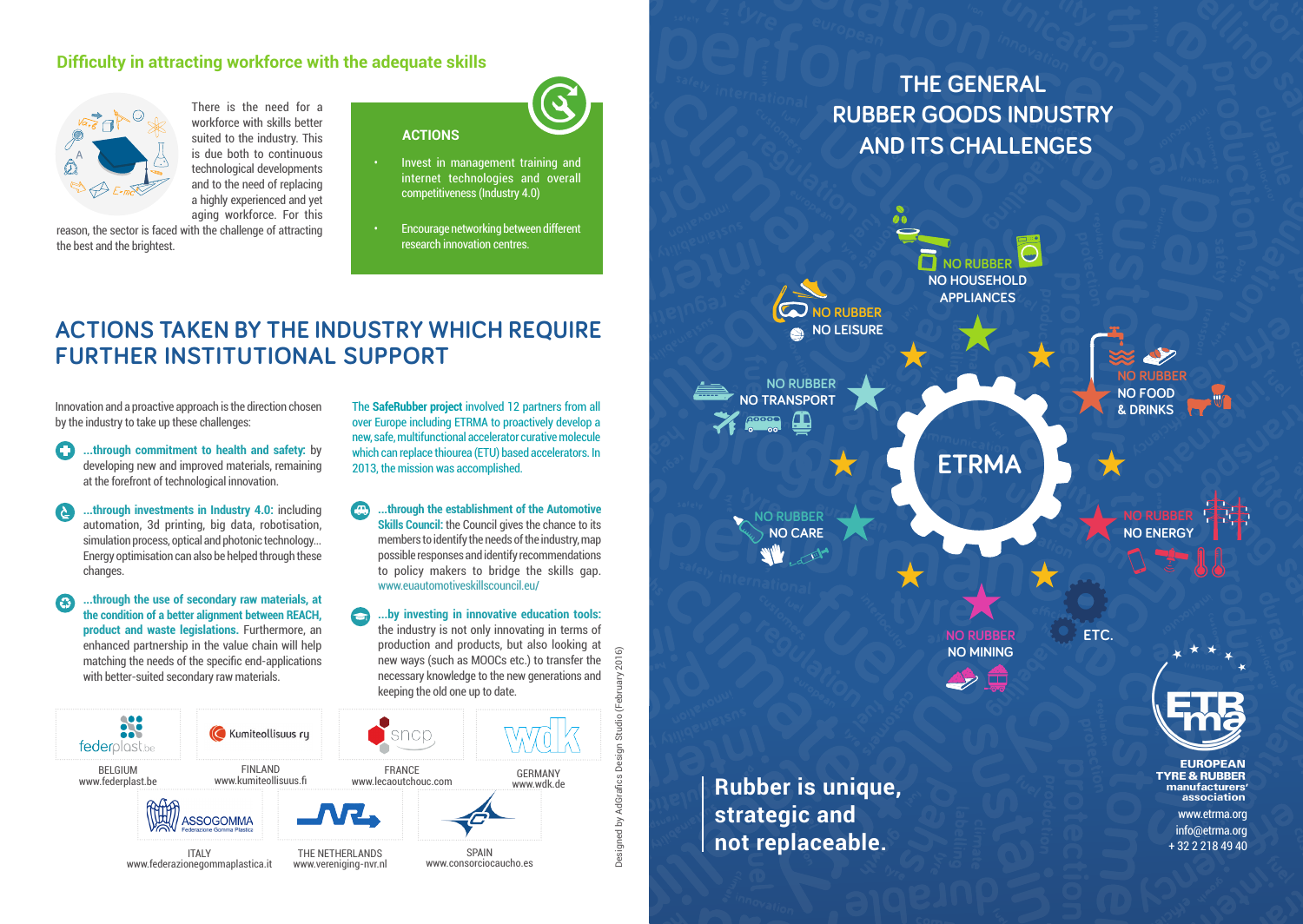## Difficulty in attracting workforce with the adequate skills

There is the need for a workforce with skills better suited to the industry. This is due both to continuous technological developments and to the need of replacing a highly experienced and yet aging workforce. For this reason, the sector is faced with the challenge of attracting the best and the brightest.

### ACTIONS

- Invest in management training and internet technologies and overall competitiveness (Industry 4.0)
- Encourage networking between different research innovation centres.

## ACTIONS TAKEN BY THE INDUSTRY WHICH REQUIRE FURTHER INSTITUTIONAL SUPPORT

Innovation and a proactive approach is the direction chosen by the industry to take up these challenges:

- **...through commitment to health and safety:** by developing new and improved materials, remaining at the forefront of technological innovation.
- **...through investments in Industry 4.0:** including automation, 3d printing, big data, robotisation, simulation process, optical and photonic technology... Energy optimisation can also be helped through these changes.
- **...through the use of secondary raw materials, at the condition of a better alignment between REACH, product and waste legislations.** Furthermore, an enhanced partnership in the value chain will help matching the needs of the specific end-applications with better-suited secondary raw materials.

The **SafeRubber project** involved 12 partners from all over Europe including ETRMA to proactively develop a new, safe, multifunctional accelerator curative molecule which can replace thiourea (ETU) based accelerators. In 2013, the mission was accomplished.

- **...through the establishment of the Automotive Skills Council:** the Council gives the chance to its members to identify the needs of the industry, map possible responses and identify recommendations to policy makers to bridge the skills gap. www.euautomotiveskillscouncil.eu/
- **...by investing in innovative education tools:** the industry is not only innovating in terms of production and products, but also looking at new ways (such as MOOCs etc.) to transfer the necessary knowledge to the new generations and keeping the old one up to date.

federplast.be — BELGIUM www.federplast.be
Kumiteollisuus ry — FINLAND www.kumiteollisuus.fi
sncp — FRANCE www.lecaoutchouc.com
wdk — GERMANY www.wdk.de
ASSOGOMMA Federazione Gomma Plastica — ITALY www.federazionegommaplastica.it
NVR — THE NETHERLANDS www.vereniging-nvr.nl
SPAIN www.consorciocaucho.es

Designed by AdGrafics Design Studio (February 2016)

# THE GENERAL RUBBER GOODS INDUSTRY AND ITS CHALLENGES

ETRMA

NO RUBBER NO HOUSEHOLD APPLIANCES

NO RUBBER NO LEISURE

NO RUBBER NO FOOD & DRINKS

NO RUBBER NO TRANSPORT

NO RUBBER NO CARE

NO RUBBER NO ENERGY

NO RUBBER NO MINING

ETC.

**Rubber is unique, strategic and not replaceable.**

ETRma
EUROPEAN TYRE & RUBBER manufacturers' association

www.etrma.org
info@etrma.org
+ 32 2 218 49 40